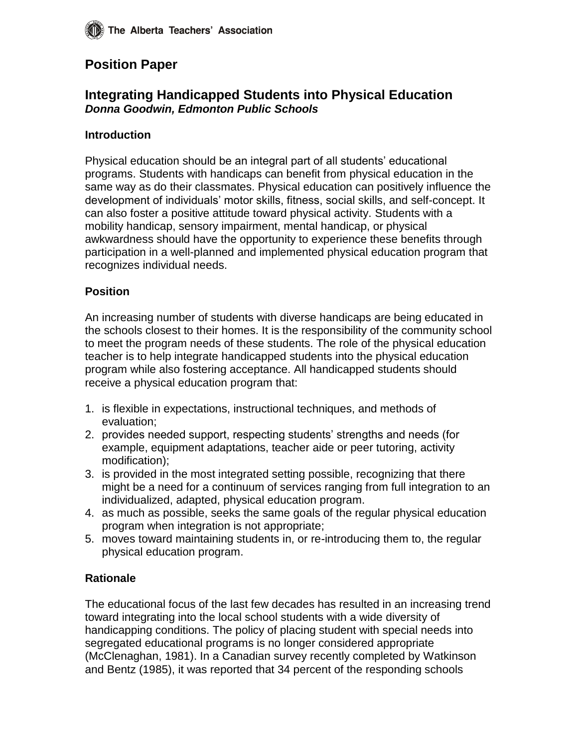The Alberta Teachers' Association

# Position Paper

## Integrating Handicapped Students into Physical Education

***Donna Goodwin, Edmonton Public Schools***

### Introduction

Physical education should be an integral part of all students' educational programs. Students with handicaps can benefit from physical education in the same way as do their classmates. Physical education can positively influence the development of individuals' motor skills, fitness, social skills, and self-concept. It can also foster a positive attitude toward physical activity. Students with a mobility handicap, sensory impairment, mental handicap, or physical awkwardness should have the opportunity to experience these benefits through participation in a well-planned and implemented physical education program that recognizes individual needs.

### Position

An increasing number of students with diverse handicaps are being educated in the schools closest to their homes. It is the responsibility of the community school to meet the program needs of these students. The role of the physical education teacher is to help integrate handicapped students into the physical education program while also fostering acceptance. All handicapped students should receive a physical education program that:

1. is flexible in expectations, instructional techniques, and methods of evaluation;
2. provides needed support, respecting students' strengths and needs (for example, equipment adaptations, teacher aide or peer tutoring, activity modification);
3. is provided in the most integrated setting possible, recognizing that there might be a need for a continuum of services ranging from full integration to an individualized, adapted, physical education program.
4. as much as possible, seeks the same goals of the regular physical education program when integration is not appropriate;
5. moves toward maintaining students in, or re-introducing them to, the regular physical education program.

### Rationale

The educational focus of the last few decades has resulted in an increasing trend toward integrating into the local school students with a wide diversity of handicapping conditions. The policy of placing student with special needs into segregated educational programs is no longer considered appropriate (McClenaghan, 1981). In a Canadian survey recently completed by Watkinson and Bentz (1985), it was reported that 34 percent of the responding schools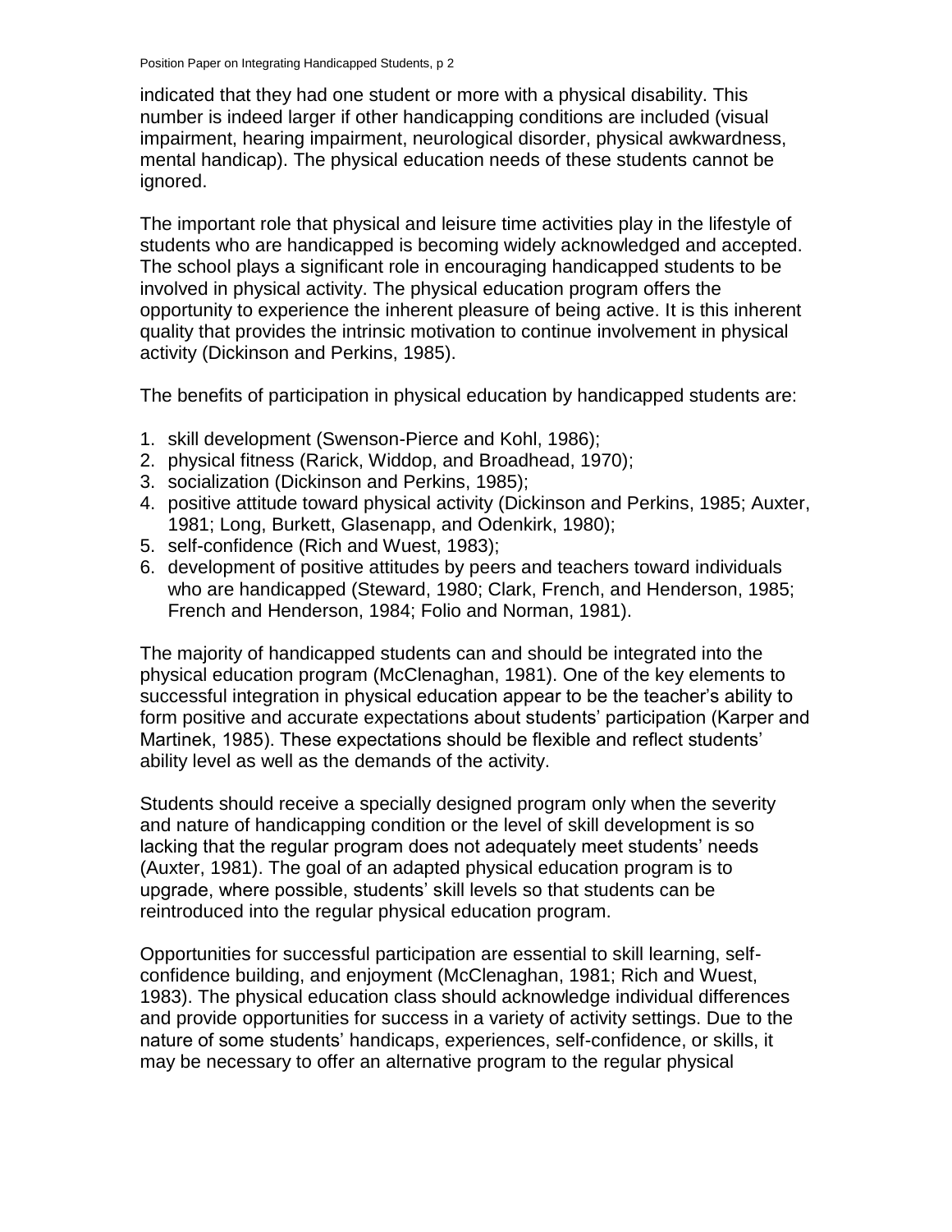indicated that they had one student or more with a physical disability. This number is indeed larger if other handicapping conditions are included (visual impairment, hearing impairment, neurological disorder, physical awkwardness, mental handicap). The physical education needs of these students cannot be ignored.

The important role that physical and leisure time activities play in the lifestyle of students who are handicapped is becoming widely acknowledged and accepted. The school plays a significant role in encouraging handicapped students to be involved in physical activity. The physical education program offers the opportunity to experience the inherent pleasure of being active. It is this inherent quality that provides the intrinsic motivation to continue involvement in physical activity (Dickinson and Perkins, 1985).

The benefits of participation in physical education by handicapped students are:

1. skill development (Swenson-Pierce and Kohl, 1986);
2. physical fitness (Rarick, Widdop, and Broadhead, 1970);
3. socialization (Dickinson and Perkins, 1985);
4. positive attitude toward physical activity (Dickinson and Perkins, 1985; Auxter, 1981; Long, Burkett, Glasenapp, and Odenkirk, 1980);
5. self-confidence (Rich and Wuest, 1983);
6. development of positive attitudes by peers and teachers toward individuals who are handicapped (Steward, 1980; Clark, French, and Henderson, 1985; French and Henderson, 1984; Folio and Norman, 1981).

The majority of handicapped students can and should be integrated into the physical education program (McClenaghan, 1981). One of the key elements to successful integration in physical education appear to be the teacher's ability to form positive and accurate expectations about students' participation (Karper and Martinek, 1985). These expectations should be flexible and reflect students' ability level as well as the demands of the activity.

Students should receive a specially designed program only when the severity and nature of handicapping condition or the level of skill development is so lacking that the regular program does not adequately meet students' needs (Auxter, 1981). The goal of an adapted physical education program is to upgrade, where possible, students' skill levels so that students can be reintroduced into the regular physical education program.

Opportunities for successful participation are essential to skill learning, self-confidence building, and enjoyment (McClenaghan, 1981; Rich and Wuest, 1983). The physical education class should acknowledge individual differences and provide opportunities for success in a variety of activity settings. Due to the nature of some students' handicaps, experiences, self-confidence, or skills, it may be necessary to offer an alternative program to the regular physical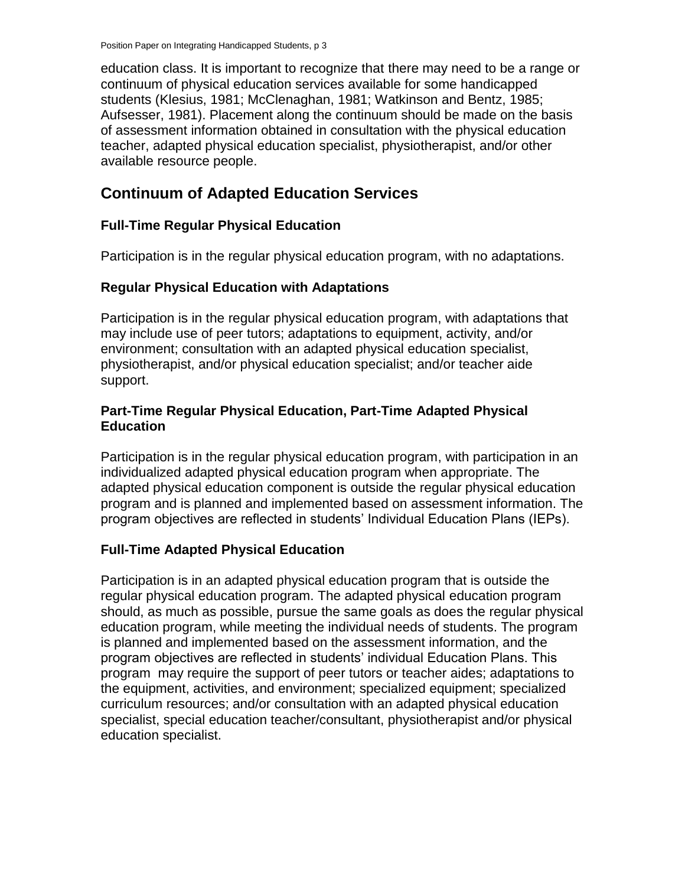education class. It is important to recognize that there may need to be a range or continuum of physical education services available for some handicapped students (Klesius, 1981; McClenaghan, 1981; Watkinson and Bentz, 1985; Aufsesser, 1981). Placement along the continuum should be made on the basis of assessment information obtained in consultation with the physical education teacher, adapted physical education specialist, physiotherapist, and/or other available resource people.

## Continuum of Adapted Education Services

### Full-Time Regular Physical Education

Participation is in the regular physical education program, with no adaptations.

### Regular Physical Education with Adaptations

Participation is in the regular physical education program, with adaptations that may include use of peer tutors; adaptations to equipment, activity, and/or environment; consultation with an adapted physical education specialist, physiotherapist, and/or physical education specialist; and/or teacher aide support.

### Part-Time Regular Physical Education, Part-Time Adapted Physical Education

Participation is in the regular physical education program, with participation in an individualized adapted physical education program when appropriate. The adapted physical education component is outside the regular physical education program and is planned and implemented based on assessment information. The program objectives are reflected in students' Individual Education Plans (IEPs).

### Full-Time Adapted Physical Education

Participation is in an adapted physical education program that is outside the regular physical education program. The adapted physical education program should, as much as possible, pursue the same goals as does the regular physical education program, while meeting the individual needs of students. The program is planned and implemented based on the assessment information, and the program objectives are reflected in students' individual Education Plans. This program may require the support of peer tutors or teacher aides; adaptations to the equipment, activities, and environment; specialized equipment; specialized curriculum resources; and/or consultation with an adapted physical education specialist, special education teacher/consultant, physiotherapist and/or physical education specialist.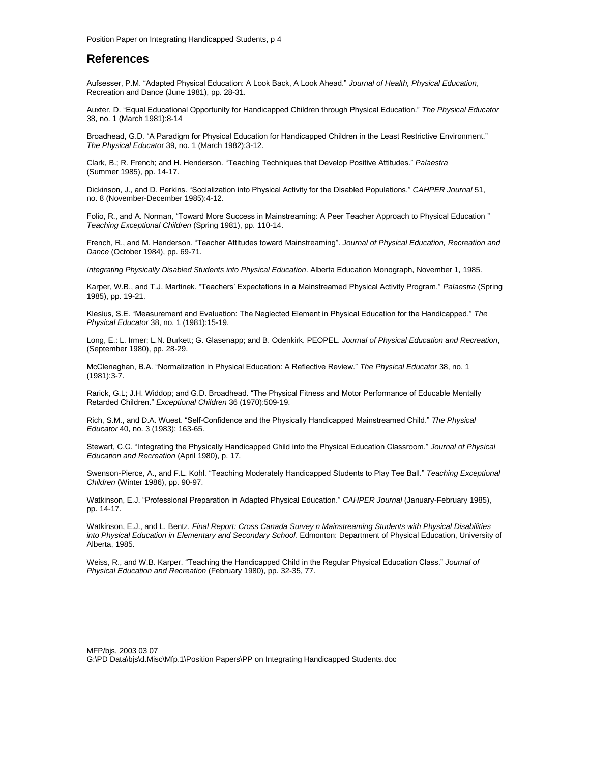## References

Aufsesser, P.M. "Adapted Physical Education: A Look Back, A Look Ahead." *Journal of Health, Physical Education*, Recreation and Dance (June 1981), pp. 28-31.

Auxter, D. "Equal Educational Opportunity for Handicapped Children through Physical Education." *The Physical Educator* 38, no. 1 (March 1981):8-14

Broadhead, G.D. "A Paradigm for Physical Education for Handicapped Children in the Least Restrictive Environment." *The Physical Educato*r 39, no. 1 (March 1982):3-12.

Clark, B.; R. French; and H. Henderson. "Teaching Techniques that Develop Positive Attitudes." *Palaestra* (Summer 1985), pp. 14-17.

Dickinson, J., and D. Perkins. "Socialization into Physical Activity for the Disabled Populations." *CAHPER Journal* 51, no. 8 (November-December 1985):4-12.

Folio, R., and A. Norman, "Toward More Success in Mainstreaming: A Peer Teacher Approach to Physical Education " *Teaching Exceptional Children* (Spring 1981), pp. 110-14.

French, R., and M. Henderson. "Teacher Attitudes toward Mainstreaming". *Journal of Physical Education, Recreation and Dance* (October 1984), pp. 69-71.

*Integrating Physically Disabled Students into Physical Education*. Alberta Education Monograph, November 1, 1985.

Karper, W.B., and T.J. Martinek. "Teachers' Expectations in a Mainstreamed Physical Activity Program." *Palaestra* (Spring 1985), pp. 19-21.

Klesius, S.E. "Measurement and Evaluation: The Neglected Element in Physical Education for the Handicapped." *The Physical Educator* 38, no. 1 (1981):15-19.

Long, E.: L. Irmer; L.N. Burkett; G. Glasenapp; and B. Odenkirk. PEOPEL. *Journal of Physical Education and Recreation*, (September 1980), pp. 28-29.

McClenaghan, B.A. "Normalization in Physical Education: A Reflective Review." *The Physical Educator* 38, no. 1 (1981):3-7.

Rarick, G.L; J.H. Widdop; and G.D. Broadhead. "The Physical Fitness and Motor Performance of Educable Mentally Retarded Children." *Exceptional Children* 36 (1970):509-19.

Rich, S.M., and D.A. Wuest. "Self-Confidence and the Physically Handicapped Mainstreamed Child." *The Physical Educator* 40, no. 3 (1983): 163-65.

Stewart, C.C. "Integrating the Physically Handicapped Child into the Physical Education Classroom." *Journal of Physical Education and Recreation* (April 1980), p. 17.

Swenson-Pierce, A., and F.L. Kohl. "Teaching Moderately Handicapped Students to Play Tee Ball." *Teaching Exceptional Children* (Winter 1986), pp. 90-97.

Watkinson, E.J. "Professional Preparation in Adapted Physical Education." *CAHPER Journal* (January-February 1985), pp. 14-17.

Watkinson, E.J., and L. Bentz. *Final Report: Cross Canada Survey n Mainstreaming Students with Physical Disabilities into Physical Education in Elementary and Secondary School*. Edmonton: Department of Physical Education, University of Alberta, 1985.

Weiss, R., and W.B. Karper. "Teaching the Handicapped Child in the Regular Physical Education Class." *Journal of Physical Education and Recreation* (February 1980), pp. 32-35, 77.

MFP/bjs, 2003 03 07
G:\PD Data\bjs\d.Misc\Mfp.1\Position Papers\PP on Integrating Handicapped Students.doc